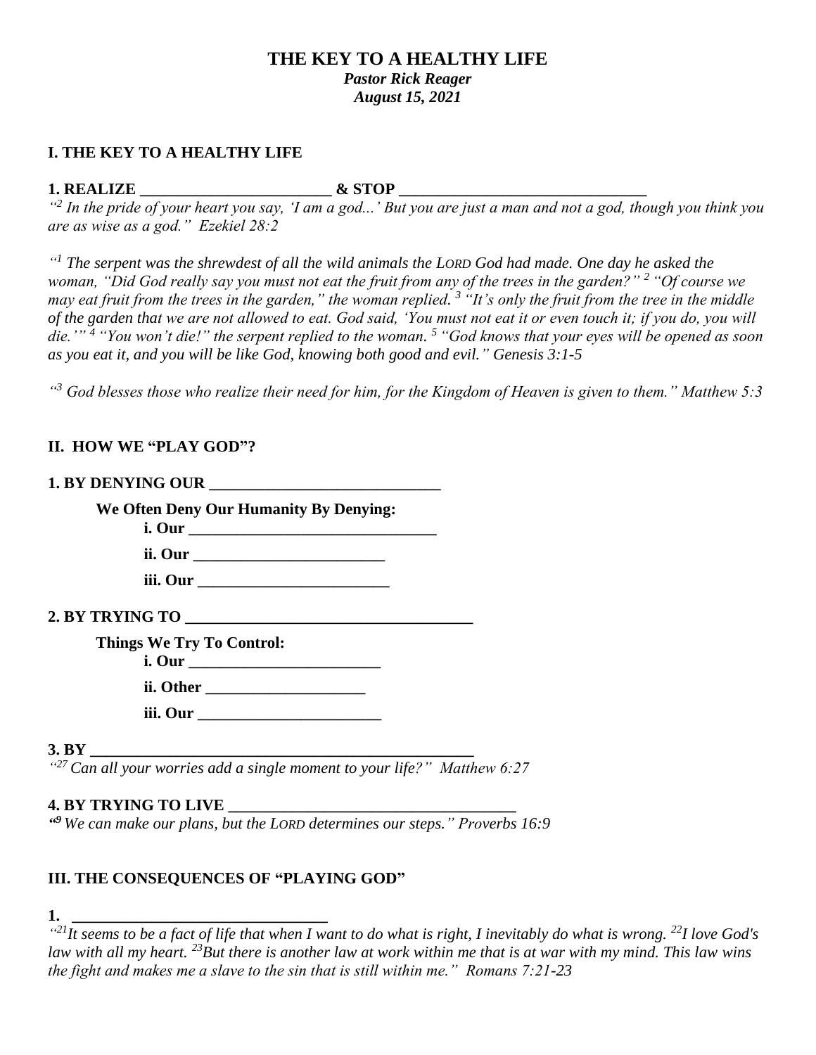# THE KEY TO A HEALTHY LIFE

***Pastor Rick Reager***
***August 15, 2021***

## I. THE KEY TO A HEALTHY LIFE

**1. REALIZE _______________________ & STOP _____________________________**

*"[2] In the pride of your heart you say, 'I am a god...' But you are just a man and not a god, though you think you are as wise as a god." Ezekiel 28:2*

*"[1] The serpent was the shrewdest of all the wild animals the LORD God had made. One day he asked the woman, "Did God really say you must not eat the fruit from any of the trees in the garden?" [2] "Of course we may eat fruit from the trees in the garden," the woman replied. [3] "It's only the fruit from the tree in the middle of the garden that we are not allowed to eat. God said, 'You must not eat it or even touch it; if you do, you will die.'" [4] "You won't die!" the serpent replied to the woman. [5] "God knows that your eyes will be opened as soon as you eat it, and you will be like God, knowing both good and evil." Genesis 3:1-5*

*"[3] God blesses those who realize their need for him, for the Kingdom of Heaven is given to them." Matthew 5:3*

## II. HOW WE "PLAY GOD"?

**1. BY DENYING OUR ____________________________**

**We Often Deny Our Humanity By Denying:**

**i. Our _______________________________**

**ii. Our _______________________**

**iii. Our _______________________**

**2. BY TRYING TO ___________________________________**

**Things We Try To Control:**

**i. Our _______________________**

**ii. Other ___________________**

**iii. Our ______________________**

**3. BY _________________________________________________**

*"[27] Can all your worries add a single moment to your life?" Matthew 6:27*

**4. BY TRYING TO LIVE ___________________________________**

*"[9] We can make our plans, but the LORD determines our steps." Proverbs 16:9*

## III. THE CONSEQUENCES OF "PLAYING GOD"

**1. ______________________________**

*"[21] It seems to be a fact of life that when I want to do what is right, I inevitably do what is wrong. [22] I love God's law with all my heart. [23] But there is another law at work within me that is at war with my mind. This law wins the fight and makes me a slave to the sin that is still within me." Romans 7:21-23*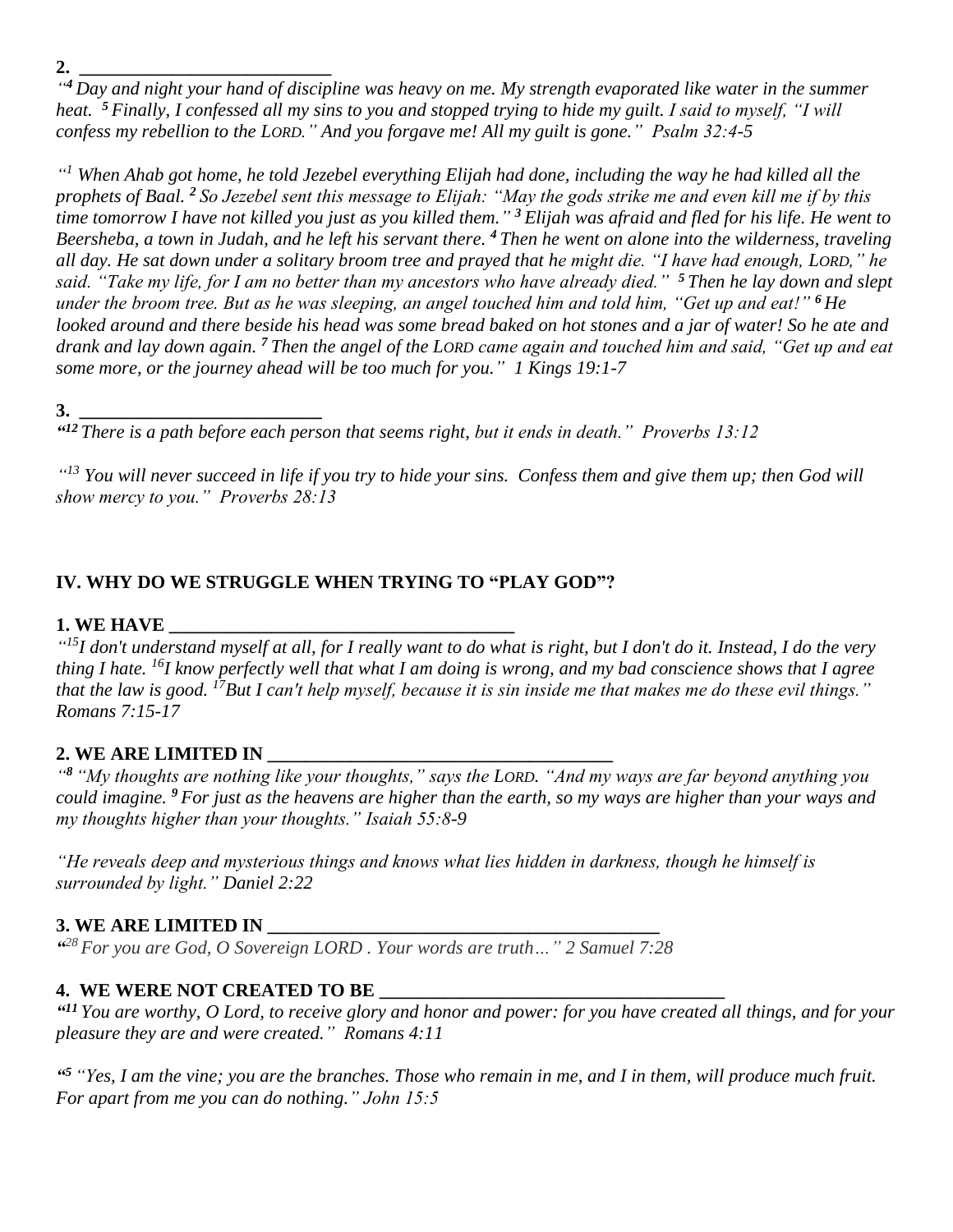**2. ___________________________**

*"[4] Day and night your hand of discipline was heavy on me. My strength evaporated like water in the summer heat. [5] Finally, I confessed all my sins to you and stopped trying to hide my guilt. I said to myself, "I will confess my rebellion to the LORD." And you forgave me! All my guilt is gone." Psalm 32:4-5*

*"[1] When Ahab got home, he told Jezebel everything Elijah had done, including the way he had killed all the prophets of Baal. [2] So Jezebel sent this message to Elijah: "May the gods strike me and even kill me if by this time tomorrow I have not killed you just as you killed them." [3] Elijah was afraid and fled for his life. He went to Beersheba, a town in Judah, and he left his servant there. [4] Then he went on alone into the wilderness, traveling all day. He sat down under a solitary broom tree and prayed that he might die. "I have had enough, LORD," he said. "Take my life, for I am no better than my ancestors who have already died." [5] Then he lay down and slept under the broom tree. But as he was sleeping, an angel touched him and told him, "Get up and eat!" [6] He looked around and there beside his head was some bread baked on hot stones and a jar of water! So he ate and drank and lay down again. [7] Then the angel of the LORD came again and touched him and said, "Get up and eat some more, or the journey ahead will be too much for you." 1 Kings 19:1-7*

**3. ___________________________**

*"[12] There is a path before each person that seems right, but it ends in death." Proverbs 13:12*

*"[13] You will never succeed in life if you try to hide your sins. Confess them and give them up; then God will show mercy to you." Proverbs 28:13*

## IV. WHY DO WE STRUGGLE WHEN TRYING TO "PLAY GOD"?

**1. WE HAVE ______________________________________**

*"[15]I don't understand myself at all, for I really want to do what is right, but I don't do it. Instead, I do the very thing I hate. [16]I know perfectly well that what I am doing is wrong, and my bad conscience shows that I agree that the law is good. [17]But I can't help myself, because it is sin inside me that makes me do these evil things." Romans 7:15-17*

**2. WE ARE LIMITED IN ______________________________________**

*"[8] "My thoughts are nothing like your thoughts," says the LORD. "And my ways are far beyond anything you could imagine. [9] For just as the heavens are higher than the earth, so my ways are higher than your ways and my thoughts higher than your thoughts." Isaiah 55:8-9*

*"He reveals deep and mysterious things and knows what lies hidden in darkness, though he himself is surrounded by light." Daniel 2:22*

**3. WE ARE LIMITED IN ___________________________________________**

*"[28] For you are God, O Sovereign LORD . Your words are truth…" 2 Samuel 7:28*

**4. WE WERE NOT CREATED TO BE ______________________________________**

*"[11] You are worthy, O Lord, to receive glory and honor and power: for you have created all things, and for your pleasure they are and were created." Romans 4:11*

*"[5] "Yes, I am the vine; you are the branches. Those who remain in me, and I in them, will produce much fruit. For apart from me you can do nothing." John 15:5*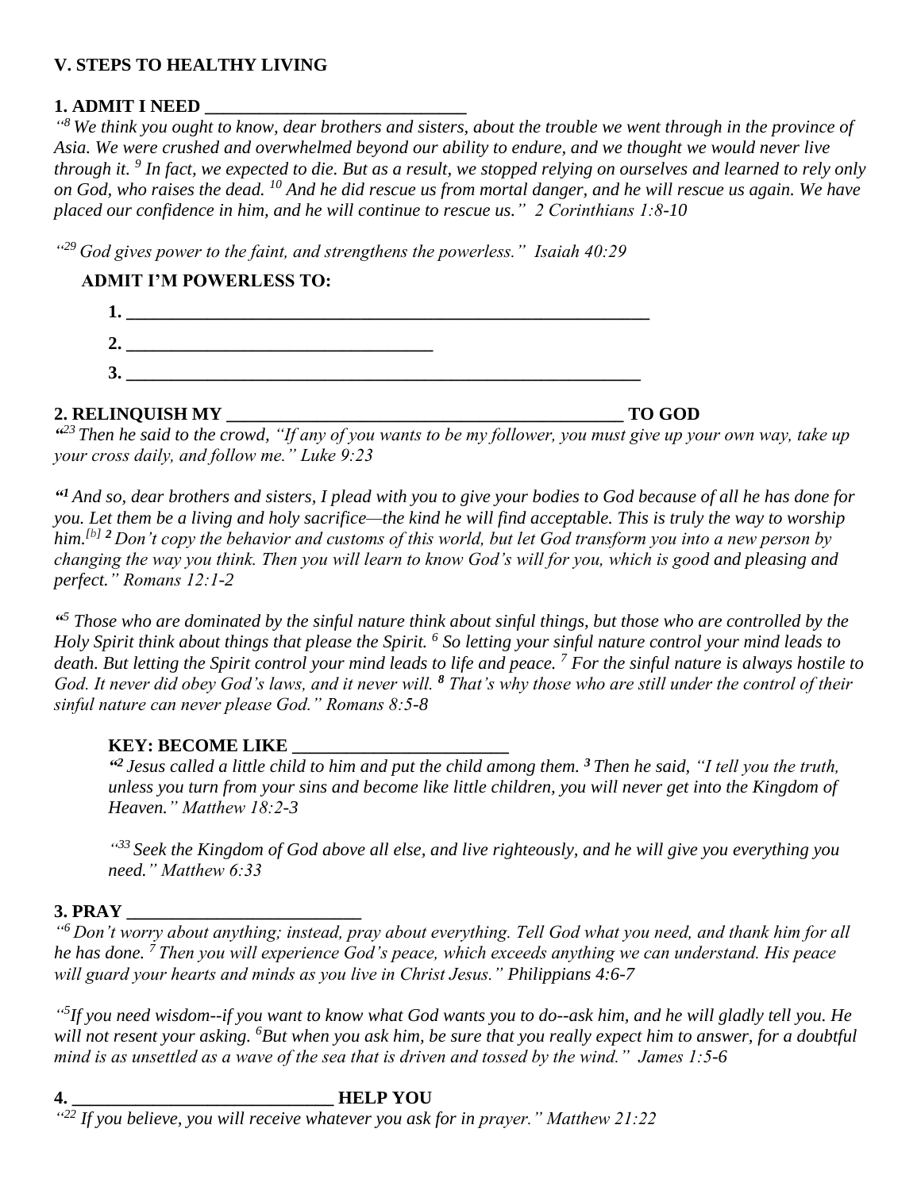## V. STEPS TO HEALTHY LIVING

**1. ADMIT I NEED \_\_\_\_\_\_\_\_\_\_\_\_\_\_\_\_\_\_\_\_\_\_\_\_\_\_\_\_\_\_**

*"[8] We think you ought to know, dear brothers and sisters, about the trouble we went through in the province of Asia. We were crushed and overwhelmed beyond our ability to endure, and we thought we would never live through it. [9] In fact, we expected to die. But as a result, we stopped relying on ourselves and learned to rely only on God, who raises the dead. [10] And he did rescue us from mortal danger, and he will rescue us again. We have placed our confidence in him, and he will continue to rescue us." 2 Corinthians 1:8-10*

*"[29] God gives power to the faint, and strengthens the powerless." Isaiah 40:29*

**ADMIT I'M POWERLESS TO:**

**1. \_\_\_\_\_\_\_\_\_\_\_\_\_\_\_\_\_\_\_\_\_\_\_\_\_\_\_\_\_\_\_\_\_\_\_\_\_\_\_\_\_\_\_\_\_\_\_\_\_\_\_\_\_\_\_\_\_\_\_**

**2. \_\_\_\_\_\_\_\_\_\_\_\_\_\_\_\_\_\_\_\_\_\_\_\_\_\_\_\_\_\_\_\_\_\_\_\_**

**3. \_\_\_\_\_\_\_\_\_\_\_\_\_\_\_\_\_\_\_\_\_\_\_\_\_\_\_\_\_\_\_\_\_\_\_\_\_\_\_\_\_\_\_\_\_\_\_\_\_\_\_\_\_\_\_\_\_\_**

**2. RELINQUISH MY \_\_\_\_\_\_\_\_\_\_\_\_\_\_\_\_\_\_\_\_\_\_\_\_\_\_\_\_\_\_\_\_\_\_\_\_\_\_\_\_\_\_\_\_\_ TO GOD**

*"[23] Then he said to the crowd, "If any of you wants to be my follower, you must give up your own way, take up your cross daily, and follow me." Luke 9:23*

*"[1] And so, dear brothers and sisters, I plead with you to give your bodies to God because of all he has done for you. Let them be a living and holy sacrifice—the kind he will find acceptable. This is truly the way to worship him.[b] [2] Don't copy the behavior and customs of this world, but let God transform you into a new person by changing the way you think. Then you will learn to know God's will for you, which is good and pleasing and perfect." Romans 12:1-2*

*"[5] Those who are dominated by the sinful nature think about sinful things, but those who are controlled by the Holy Spirit think about things that please the Spirit. [6] So letting your sinful nature control your mind leads to death. But letting the Spirit control your mind leads to life and peace. [7] For the sinful nature is always hostile to God. It never did obey God's laws, and it never will. [8] That's why those who are still under the control of their sinful nature can never please God." Romans 8:5-8*

**KEY: BECOME LIKE \_\_\_\_\_\_\_\_\_\_\_\_\_\_\_\_\_\_\_\_\_\_\_\_\_**

*"[2] Jesus called a little child to him and put the child among them. [3] Then he said, "I tell you the truth, unless you turn from your sins and become like little children, you will never get into the Kingdom of Heaven." Matthew 18:2-3*

*"[33] Seek the Kingdom of God above all else, and live righteously, and he will give you everything you need." Matthew 6:33*

**3. PRAY \_\_\_\_\_\_\_\_\_\_\_\_\_\_\_\_\_\_\_\_\_\_\_\_\_\_\_**

*"[6] Don't worry about anything; instead, pray about everything. Tell God what you need, and thank him for all he has done. [7] Then you will experience God's peace, which exceeds anything we can understand. His peace will guard your hearts and minds as you live in Christ Jesus." Philippians 4:6-7*

*"[5]If you need wisdom--if you want to know what God wants you to do--ask him, and he will gladly tell you. He will not resent your asking. [6]But when you ask him, be sure that you really expect him to answer, for a doubtful mind is as unsettled as a wave of the sea that is driven and tossed by the wind." James 1:5-6*

**4. \_\_\_\_\_\_\_\_\_\_\_\_\_\_\_\_\_\_\_\_\_\_\_\_\_\_\_\_\_\_\_ HELP YOU**

*"[22] If you believe, you will receive whatever you ask for in prayer." Matthew 21:22*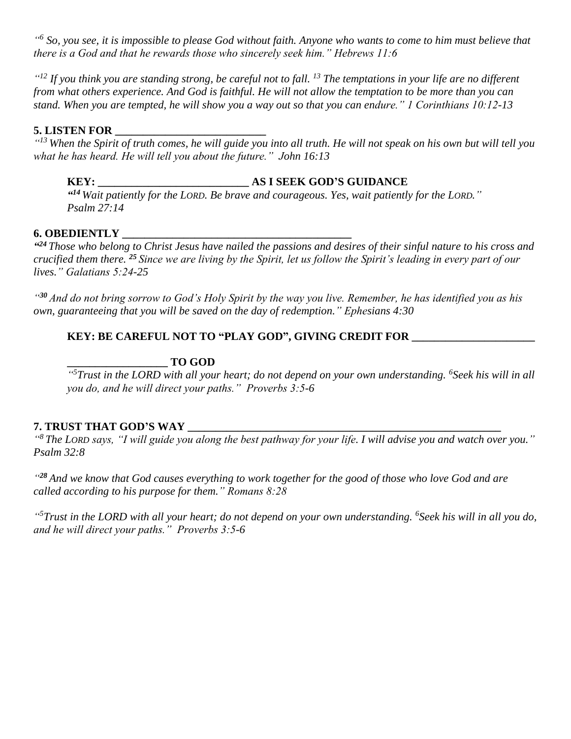*"[6] So, you see, it is impossible to please God without faith. Anyone who wants to come to him must believe that there is a God and that he rewards those who sincerely seek him." Hebrews 11:6*

*"[12] If you think you are standing strong, be careful not to fall. [13] The temptations in your life are no different from what others experience. And God is faithful. He will not allow the temptation to be more than you can stand. When you are tempted, he will show you a way out so that you can endure." 1 Corinthians 10:12-13*

**5. LISTEN FOR ___________________________**

*"[13] When the Spirit of truth comes, he will guide you into all truth. He will not speak on his own but will tell you what he has heard. He will tell you about the future." John 16:13*

**KEY: ___________________________ AS I SEEK GOD'S GUIDANCE**

*"[14] Wait patiently for the LORD. Be brave and courageous. Yes, wait patiently for the LORD." Psalm 27:14*

**6. OBEDIENTLY __________________________________________**

*"[24] Those who belong to Christ Jesus have nailed the passions and desires of their sinful nature to his cross and crucified them there. [25] Since we are living by the Spirit, let us follow the Spirit's leading in every part of our lives." Galatians 5:24-25*

*"[30] And do not bring sorrow to God's Holy Spirit by the way you live. Remember, he has identified you as his own, guaranteeing that you will be saved on the day of redemption." Ephesians 4:30*

**KEY: BE CAREFUL NOT TO "PLAY GOD", GIVING CREDIT FOR ______________________**

**_________________ TO GOD**

*"[5]Trust in the LORD with all your heart; do not depend on your own understanding. [6]Seek his will in all you do, and he will direct your paths." Proverbs 3:5-6*

**7. TRUST THAT GOD'S WAY ___________________________________________________________**

*"[8] The LORD says, "I will guide you along the best pathway for your life. I will advise you and watch over you." Psalm 32:8*

*"[28] And we know that God causes everything to work together for the good of those who love God and are called according to his purpose for them." Romans 8:28*

*"[5]Trust in the LORD with all your heart; do not depend on your own understanding. [6]Seek his will in all you do, and he will direct your paths." Proverbs 3:5-6*